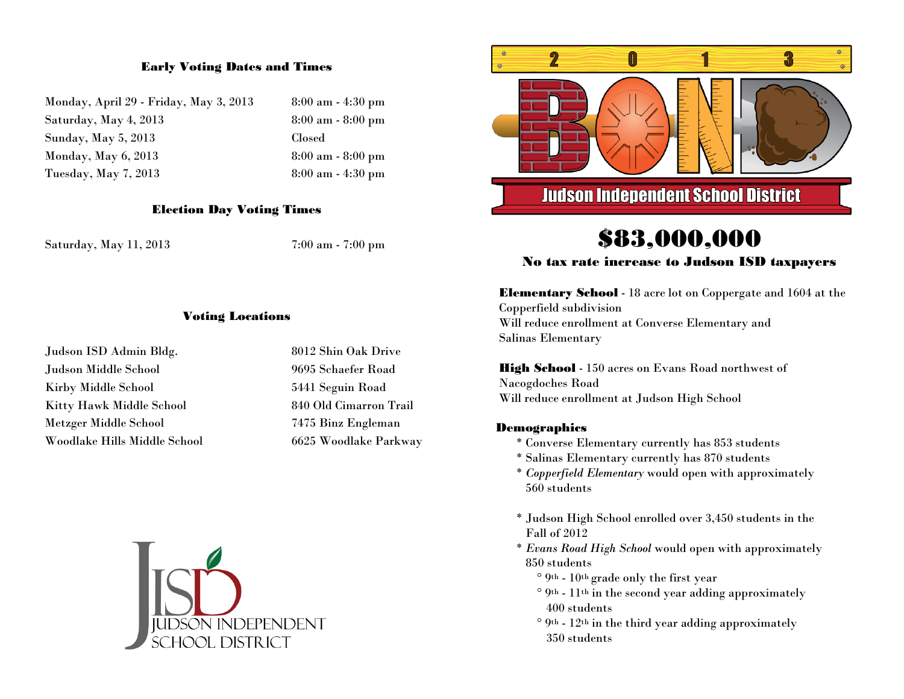### Early Voting Dates and Times

| | |
|---|---|
| Monday, April 29 - Friday, May 3, 2013 | 8:00 am - 4:30 pm |
| Saturday, May 4, 2013 | 8:00 am - 8:00 pm |
| Sunday, May 5, 2013 | Closed |
| Monday, May 6, 2013 | 8:00 am - 8:00 pm |
| Tuesday, May 7, 2013 | 8:00 am - 4:30 pm |

### Election Day Voting Times

| | |
|---|---|
| Saturday, May 11, 2013 | 7:00 am - 7:00 pm |

### Voting Locations

| | |
|---|---|
| Judson ISD Admin Bldg. | 8012 Shin Oak Drive |
| Judson Middle School | 9695 Schaefer Road |
| Kirby Middle School | 5441 Seguin Road |
| Kitty Hawk Middle School | 840 Old Cimarron Trail |
| Metzger Middle School | 7475 Binz Engleman |
| Woodlake Hills Middle School | 6625 Woodlake Parkway |

JISD
JUDSON INDEPENDENT SCHOOL DISTRICT

2013 BOND

Judson Independent School District

# $83,000,000

**No tax rate increase to Judson ISD taxpayers**

**Elementary School** - 18 acre lot on Coppergate and 1604 at the Copperfield subdivision
Will reduce enrollment at Converse Elementary and Salinas Elementary

**High School** - 150 acres on Evans Road northwest of Nacogdoches Road
Will reduce enrollment at Judson High School

**Demographics**

* Converse Elementary currently has 853 students
* Salinas Elementary currently has 870 students
* *Copperfield Elementary* would open with approximately 560 students

* Judson High School enrolled over 3,450 students in the Fall of 2012
* *Evans Road High School* would open with approximately 850 students
  - 9th - 10th grade only the first year
  - 9th - 11th in the second year adding approximately 400 students
  - 9th - 12th in the third year adding approximately 350 students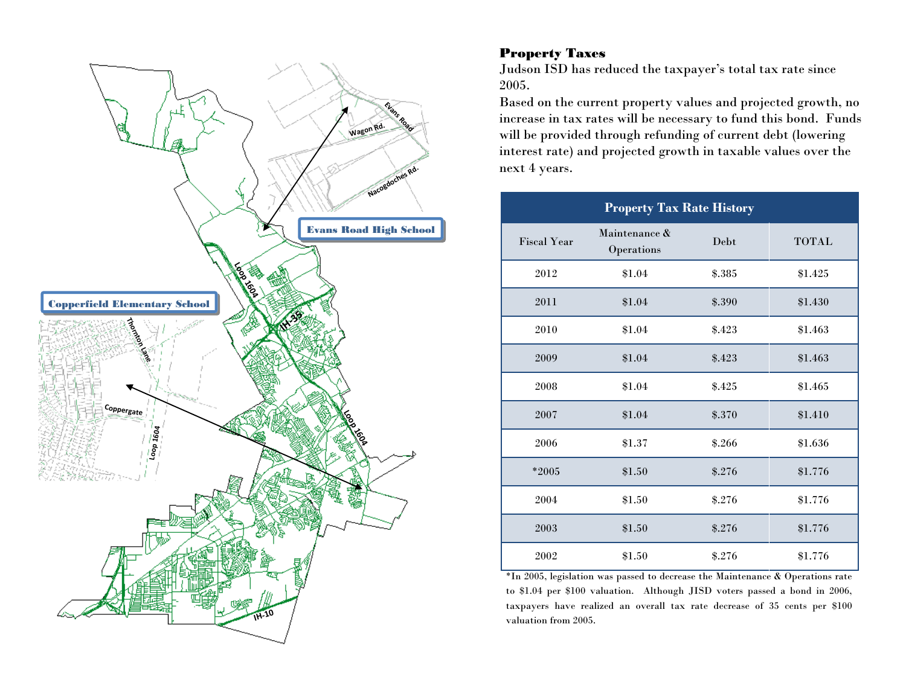Evans Road High School

Copperfield Elementary School

Wagon Rd.

Evans Road

Nacogdoches Rd.

Thornton Lane

Coppergate

Loop 1604

Loop 1604

IH-35

Loop 1604

IH-10

## Property Taxes

Judson ISD has reduced the taxpayer's total tax rate since 2005.

Based on the current property values and projected growth, no increase in tax rates will be necessary to fund this bond. Funds will be provided through refunding of current debt (lowering interest rate) and projected growth in taxable values over the next 4 years.

| Property Tax Rate History | | | |
|---|---|---|---|
| Fiscal Year | Maintenance & Operations | Debt | TOTAL |
| 2012 | $1.04 | $.385 | $1.425 |
| 2011 | $1.04 | $.390 | $1.430 |
| 2010 | $1.04 | $.423 | $1.463 |
| 2009 | $1.04 | $.423 | $1.463 |
| 2008 | $1.04 | $.425 | $1.465 |
| 2007 | $1.04 | $.370 | $1.410 |
| 2006 | $1.37 | $.266 | $1.636 |
| *2005 | $1.50 | $.276 | $1.776 |
| 2004 | $1.50 | $.276 | $1.776 |
| 2003 | $1.50 | $.276 | $1.776 |
| 2002 | $1.50 | $.276 | $1.776 |

*In 2005, legislation was passed to decrease the Maintenance & Operations rate to $1.04 per $100 valuation. Although JISD voters passed a bond in 2006, taxpayers have realized an overall tax rate decrease of 35 cents per $100 valuation from 2005.